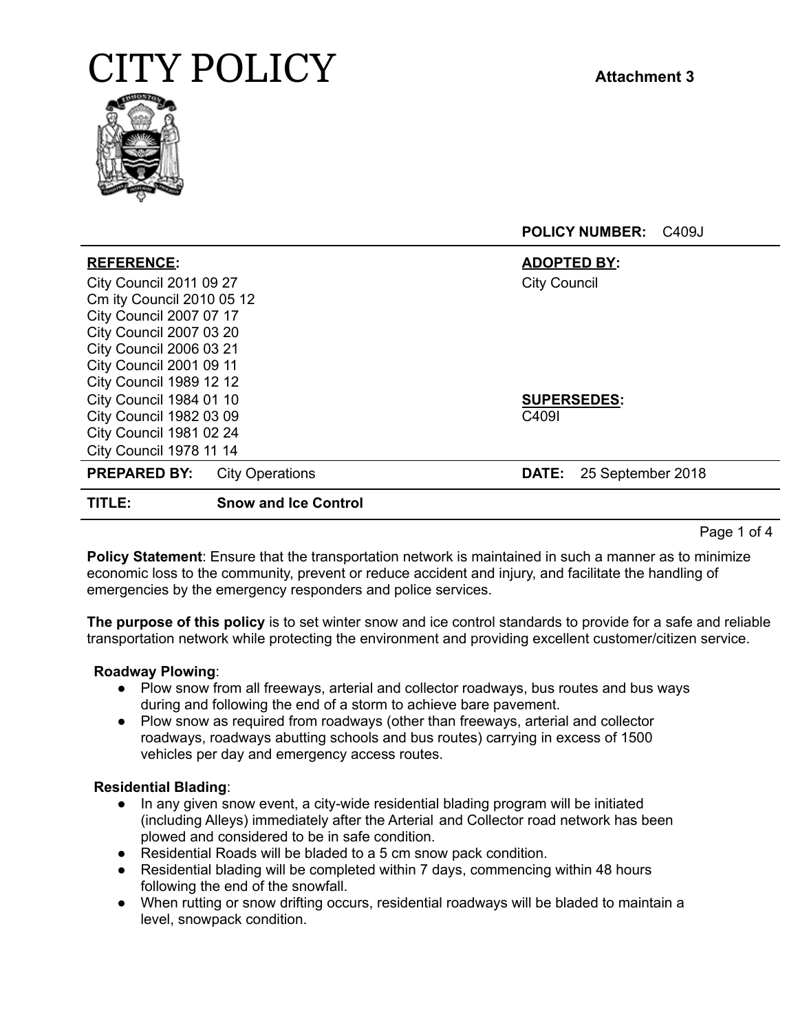# CITY POLICY

**Attachment 3**

**POLICY NUMBER:** C409J

| **REFERENCE:** | **ADOPTED BY:** |
|---|---|
| City Council 2011 09 27<br>Cm ity Council 2010 05 12<br>City Council 2007 07 17<br>City Council 2007 03 20<br>City Council 2006 03 21<br>City Council 2001 09 11<br>City Council 1989 12 12<br>City Council 1984 01 10<br>City Council 1982 03 09<br>City Council 1981 02 24<br>City Council 1978 11 14 | City Council<br><br>**SUPERSEDES:**<br>C409I |
| **PREPARED BY:** City Operations | **DATE:** 25 September 2018 |
| **TITLE:** Snow and Ice Control | |

**Policy Statement**: Ensure that the transportation network is maintained in such a manner as to minimize economic loss to the community, prevent or reduce accident and injury, and facilitate the handling of emergencies by the emergency responders and police services.

**The purpose of this policy** is to set winter snow and ice control standards to provide for a safe and reliable transportation network while protecting the environment and providing excellent customer/citizen service.

**Roadway Plowing**:

- Plow snow from all freeways, arterial and collector roadways, bus routes and bus ways during and following the end of a storm to achieve bare pavement.
- Plow snow as required from roadways (other than freeways, arterial and collector roadways, roadways abutting schools and bus routes) carrying in excess of 1500 vehicles per day and emergency access routes.

**Residential Blading**:

- In any given snow event, a city-wide residential blading program will be initiated (including Alleys) immediately after the Arterial and Collector road network has been plowed and considered to be in safe condition.
- Residential Roads will be bladed to a 5 cm snow pack condition.
- Residential blading will be completed within 7 days, commencing within 48 hours following the end of the snowfall.
- When rutting or snow drifting occurs, residential roadways will be bladed to maintain a level, snowpack condition.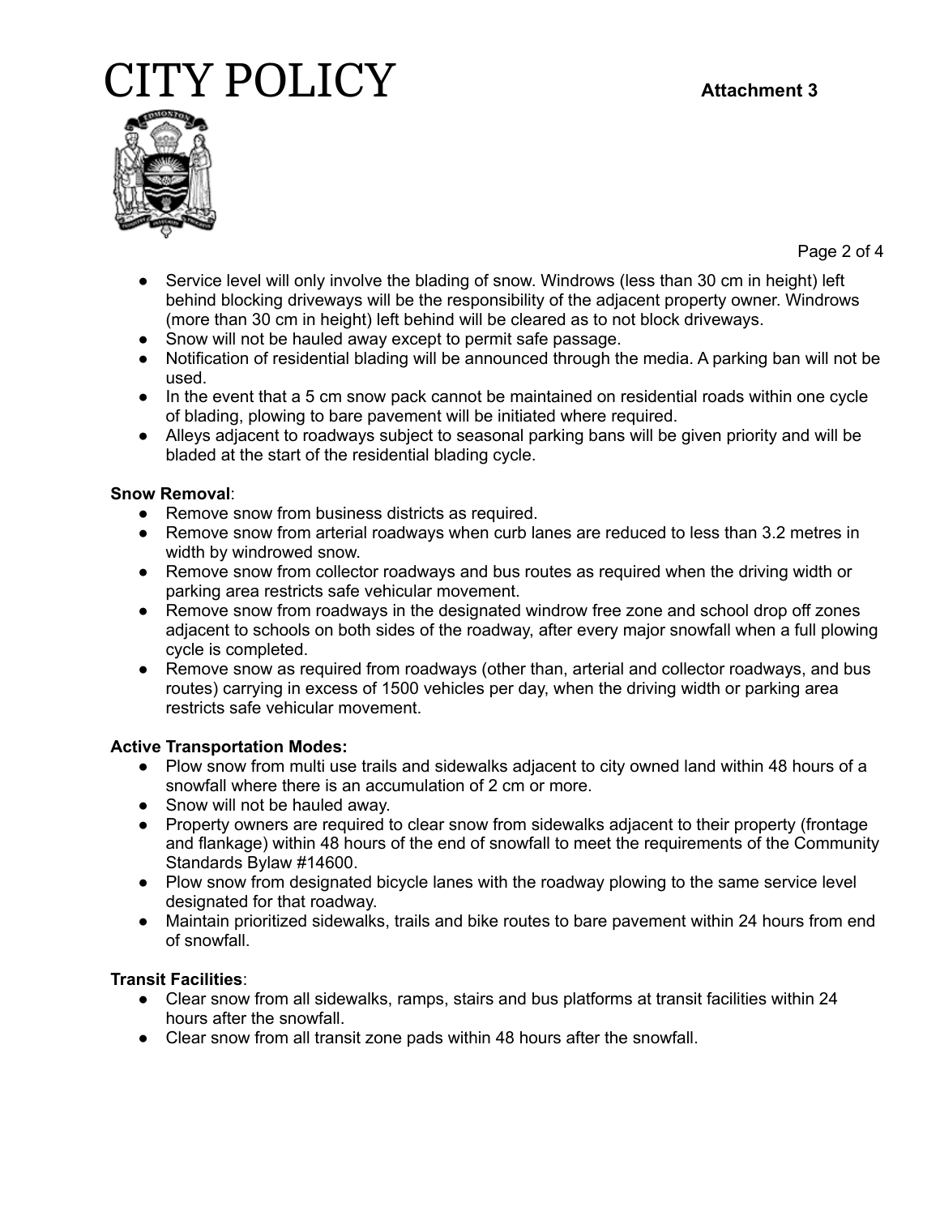- Service level will only involve the blading of snow. Windrows (less than 30 cm in height) left behind blocking driveways will be the responsibility of the adjacent property owner. Windrows (more than 30 cm in height) left behind will be cleared as to not block driveways.
- Snow will not be hauled away except to permit safe passage.
- Notification of residential blading will be announced through the media. A parking ban will not be used.
- In the event that a 5 cm snow pack cannot be maintained on residential roads within one cycle of blading, plowing to bare pavement will be initiated where required.
- Alleys adjacent to roadways subject to seasonal parking bans will be given priority and will be bladed at the start of the residential blading cycle.

**Snow Removal**:

- Remove snow from business districts as required.
- Remove snow from arterial roadways when curb lanes are reduced to less than 3.2 metres in width by windrowed snow.
- Remove snow from collector roadways and bus routes as required when the driving width or parking area restricts safe vehicular movement.
- Remove snow from roadways in the designated windrow free zone and school drop off zones adjacent to schools on both sides of the roadway, after every major snowfall when a full plowing cycle is completed.
- Remove snow as required from roadways (other than, arterial and collector roadways, and bus routes) carrying in excess of 1500 vehicles per day, when the driving width or parking area restricts safe vehicular movement.

**Active Transportation Modes:**

- Plow snow from multi use trails and sidewalks adjacent to city owned land within 48 hours of a snowfall where there is an accumulation of 2 cm or more.
- Snow will not be hauled away.
- Property owners are required to clear snow from sidewalks adjacent to their property (frontage and flankage) within 48 hours of the end of snowfall to meet the requirements of the Community Standards Bylaw #14600.
- Plow snow from designated bicycle lanes with the roadway plowing to the same service level designated for that roadway.
- Maintain prioritized sidewalks, trails and bike routes to bare pavement within 24 hours from end of snowfall.

**Transit Facilities**:

- Clear snow from all sidewalks, ramps, stairs and bus platforms at transit facilities within 24 hours after the snowfall.
- Clear snow from all transit zone pads within 48 hours after the snowfall.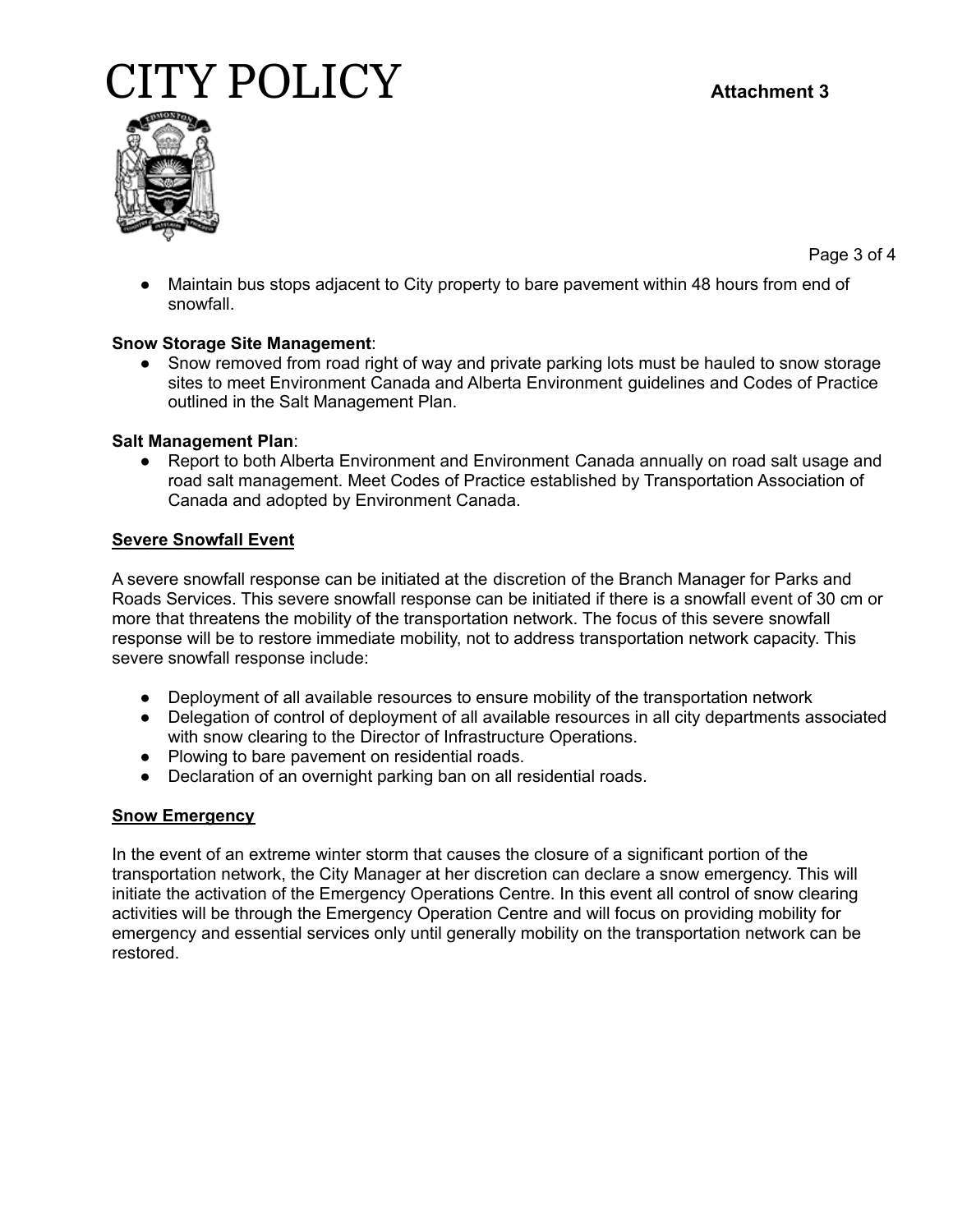- Maintain bus stops adjacent to City property to bare pavement within 48 hours from end of snowfall.

**Snow Storage Site Management**:

- Snow removed from road right of way and private parking lots must be hauled to snow storage sites to meet Environment Canada and Alberta Environment guidelines and Codes of Practice outlined in the Salt Management Plan.

**Salt Management Plan**:

- Report to both Alberta Environment and Environment Canada annually on road salt usage and road salt management. Meet Codes of Practice established by Transportation Association of Canada and adopted by Environment Canada.

## Severe Snowfall Event

A severe snowfall response can be initiated at the discretion of the Branch Manager for Parks and Roads Services. This severe snowfall response can be initiated if there is a snowfall event of 30 cm or more that threatens the mobility of the transportation network. The focus of this severe snowfall response will be to restore immediate mobility, not to address transportation network capacity. This severe snowfall response include:

- Deployment of all available resources to ensure mobility of the transportation network
- Delegation of control of deployment of all available resources in all city departments associated with snow clearing to the Director of Infrastructure Operations.
- Plowing to bare pavement on residential roads.
- Declaration of an overnight parking ban on all residential roads.

## Snow Emergency

In the event of an extreme winter storm that causes the closure of a significant portion of the transportation network, the City Manager at her discretion can declare a snow emergency. This will initiate the activation of the Emergency Operations Centre. In this event all control of snow clearing activities will be through the Emergency Operation Centre and will focus on providing mobility for emergency and essential services only until generally mobility on the transportation network can be restored.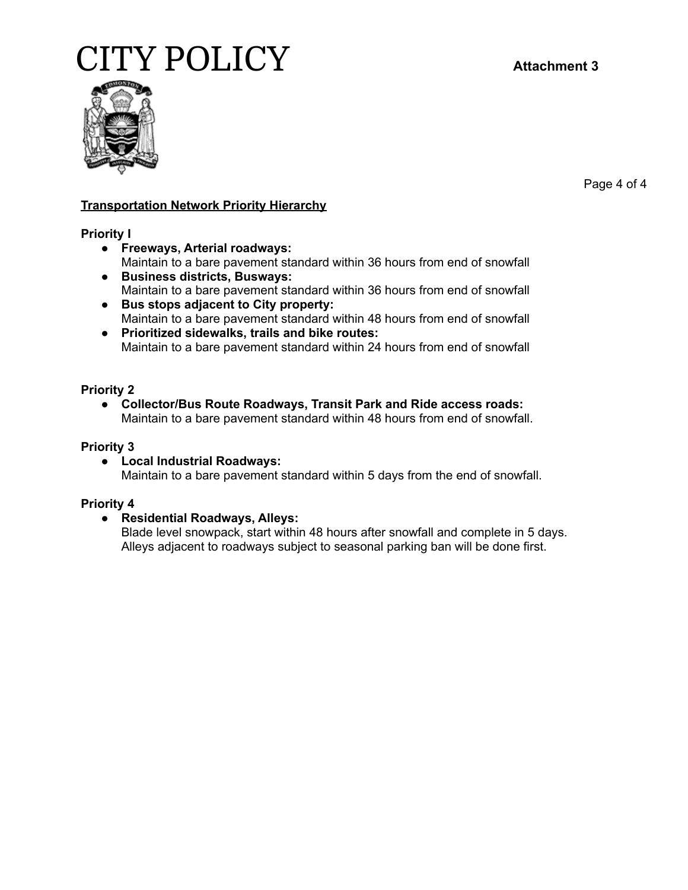# CITY POLICY

**Attachment 3**

**Transportation Network Priority Hierarchy**

**Priority I**

- **Freeways, Arterial roadways:**
  Maintain to a bare pavement standard within 36 hours from end of snowfall
- **Business districts, Busways:**
  Maintain to a bare pavement standard within 36 hours from end of snowfall
- **Bus stops adjacent to City property:**
  Maintain to a bare pavement standard within 48 hours from end of snowfall
- **Prioritized sidewalks, trails and bike routes:**
  Maintain to a bare pavement standard within 24 hours from end of snowfall

**Priority 2**

- **Collector/Bus Route Roadways, Transit Park and Ride access roads:**
  Maintain to a bare pavement standard within 48 hours from end of snowfall.

**Priority 3**

- **Local Industrial Roadways:**
  Maintain to a bare pavement standard within 5 days from the end of snowfall.

**Priority 4**

- **Residential Roadways, Alleys:**
  Blade level snowpack, start within 48 hours after snowfall and complete in 5 days. Alleys adjacent to roadways subject to seasonal parking ban will be done first.